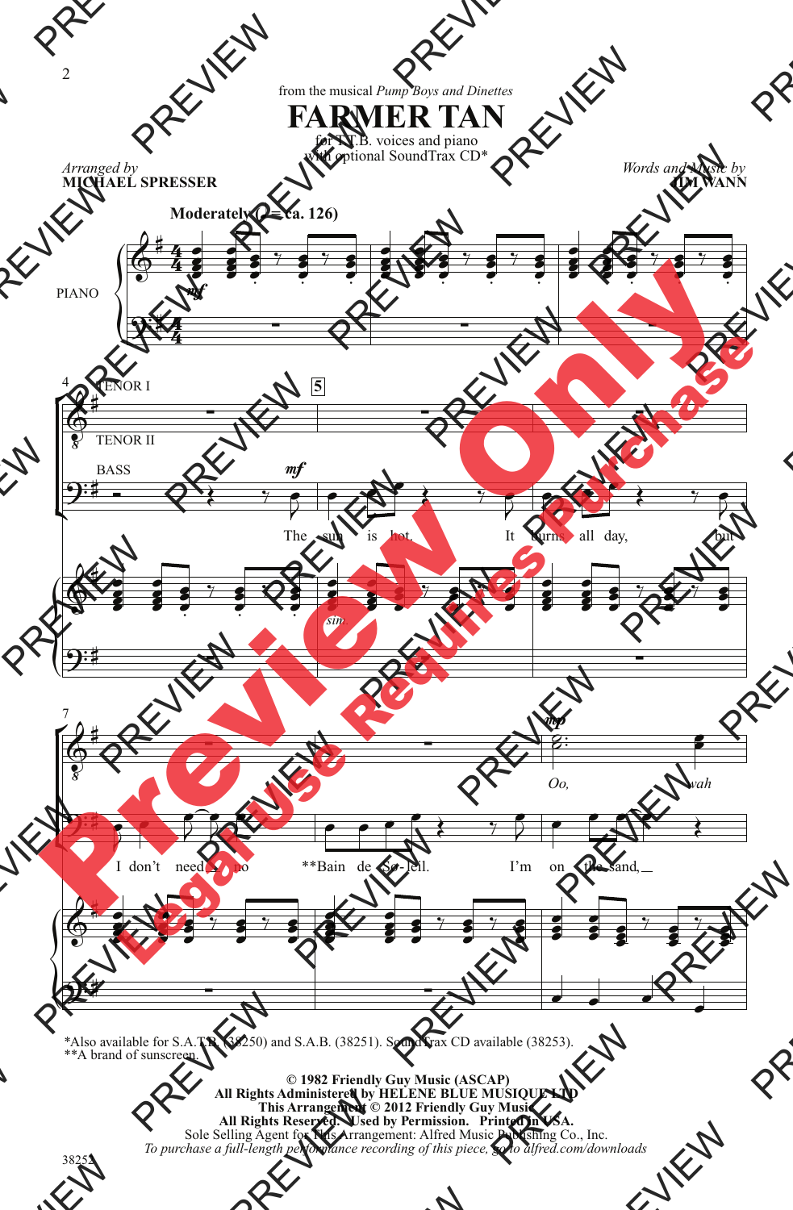from the musical *Pump Boys and Dinettes*

# FARMER TAN

for T.T.B. voices and piano
with optional SoundTrax CD*

*Arranged by*
**MICHAEL SPRESSER**

*Words and Music by*
**JIM WANN**

**Moderately (♩ = ca. 126)**

PIANO

TENOR I

TENOR II

BASS

The sun is hot. It burns all day, but

I don't need no **Bain de Soleil. I'm on the sand,

*Oo, wah*

*Also available for S.A.T.B. (38250) and S.A.B. (38251). SoundTrax CD available (38253).
**A brand of sunscreen.

**© 1982 Friendly Guy Music (ASCAP)**
**All Rights Administered by HELENE BLUE MUSIQUE LTD**
**This Arrangement © 2012 Friendly Guy Music**
**All Rights Reserved. Used by Permission. Printed in USA.**
Sole Selling Agent for This Arrangement: Alfred Music Publishing Co., Inc.
*To purchase a full-length performance recording of this piece, go to alfred.com/downloads*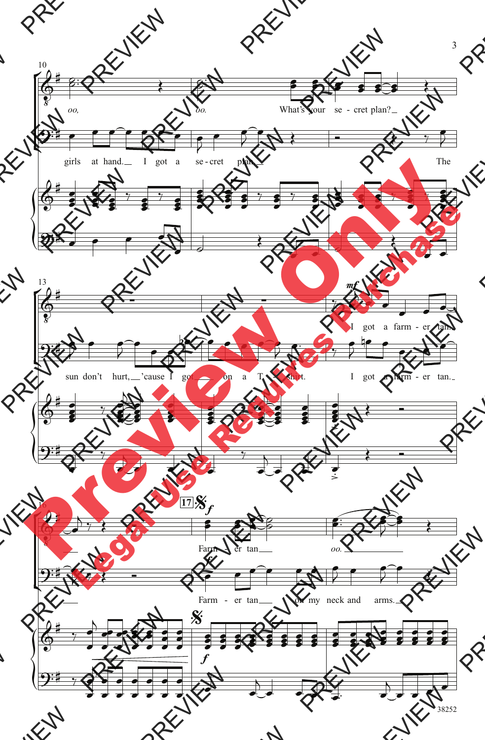oo, oo. What's your se - cret plan?

girls at hand. I got a se - cret plan. The

sun don't hurt, 'cause I got on a T - shirt. I got a farm - er tan.

I got a farm - er tan.

Farm - er tan oo.

Farm - er tan on my neck and arms.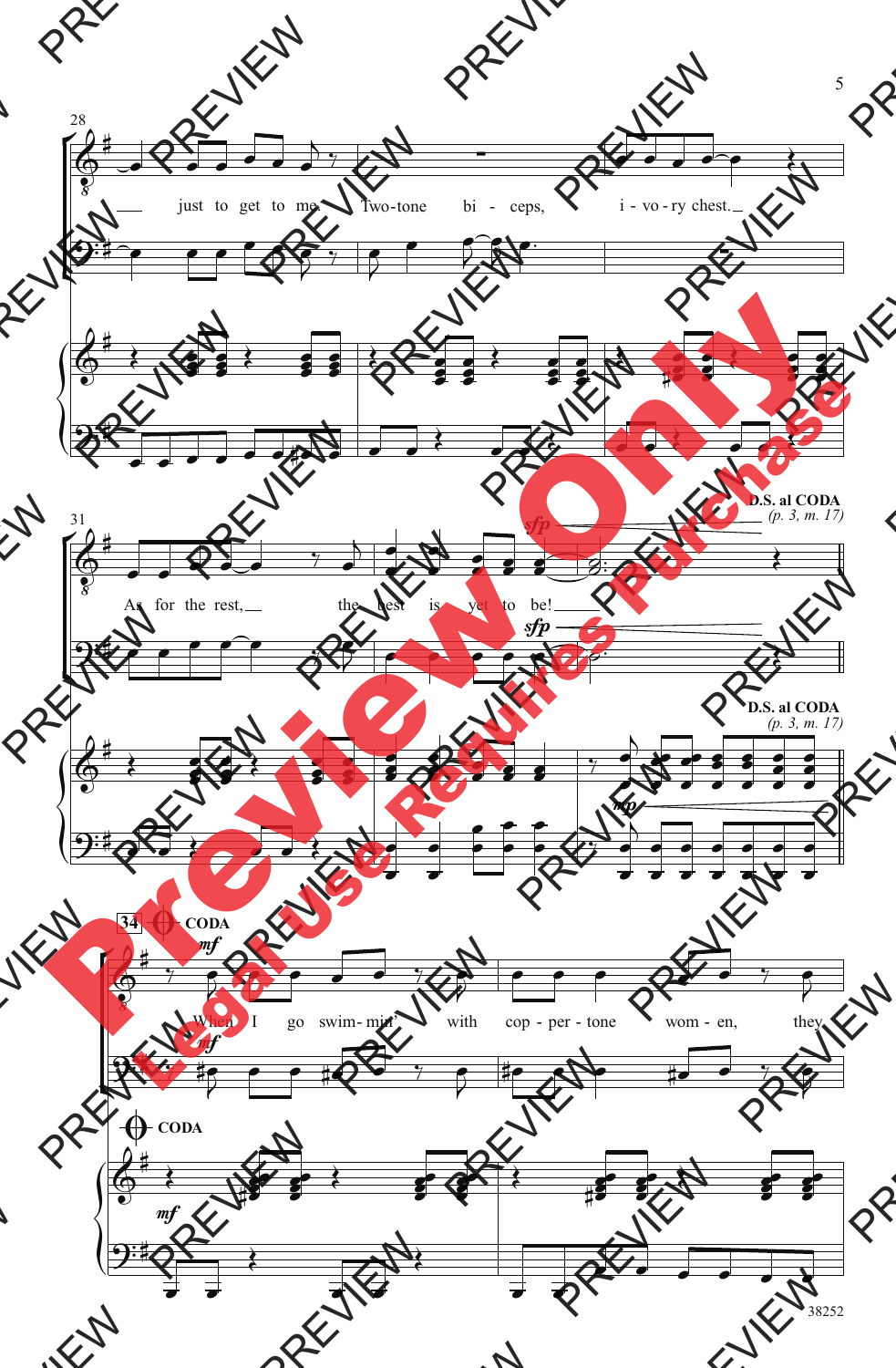28

just to get to me. Two-tone bi - ceps, i - vo - ry chest.

31

As for the rest, the best is yet to be!

*sfp*

**D.S. al CODA**
*(p. 3, m. 17)*

34 **CODA**

*mf*

When I go swim-min' with cop - per - tone wom - en, they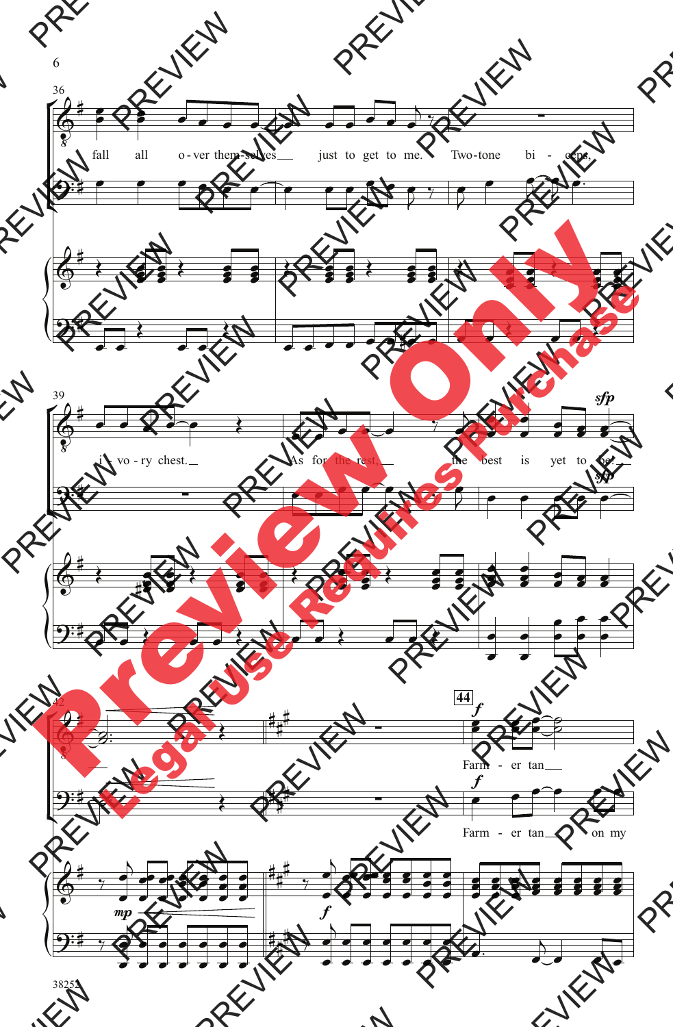36

fall all o-ver them-selves just to get to me. Two-tone bi - ceps,

39

i - vo - ry chest. As for the rest, the best is yet to be.

*sfp*

*sfp*

42

**44**

*f*

Farm - er tan

*f*

Farm - er tan on my

*mp*

*f*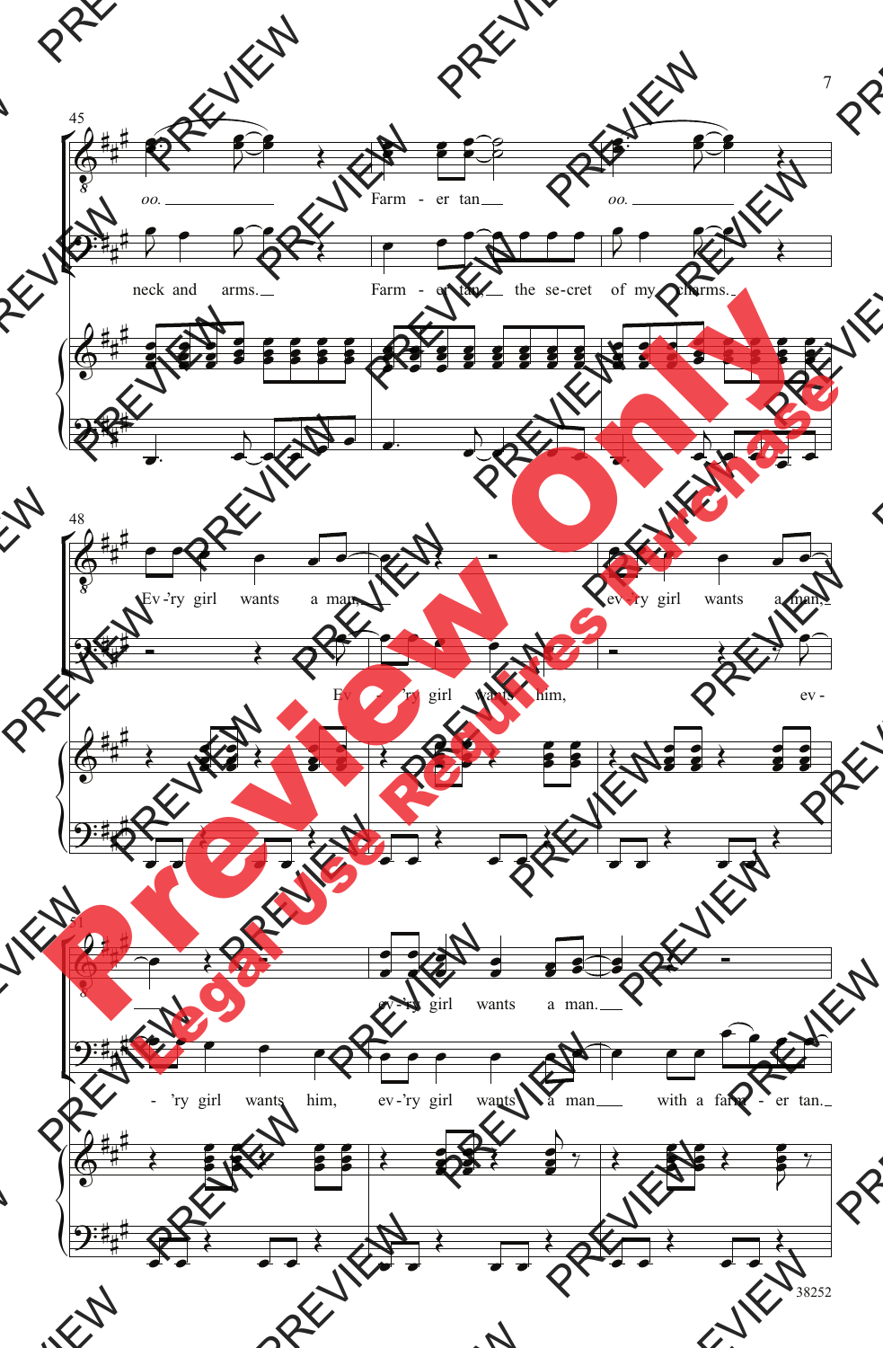45

oo. Farm - er tan oo.

neck and arms. Farm - er tan the se-cret of my charms.

48

Ev - 'ry girl wants a man, ev - 'ry girl wants a man,

Ev - 'ry girl wants him, ev -

51

ev - 'ry girl wants a man.

- 'ry girl wants him, ev - 'ry girl wants a man with a farm - er tan.

38252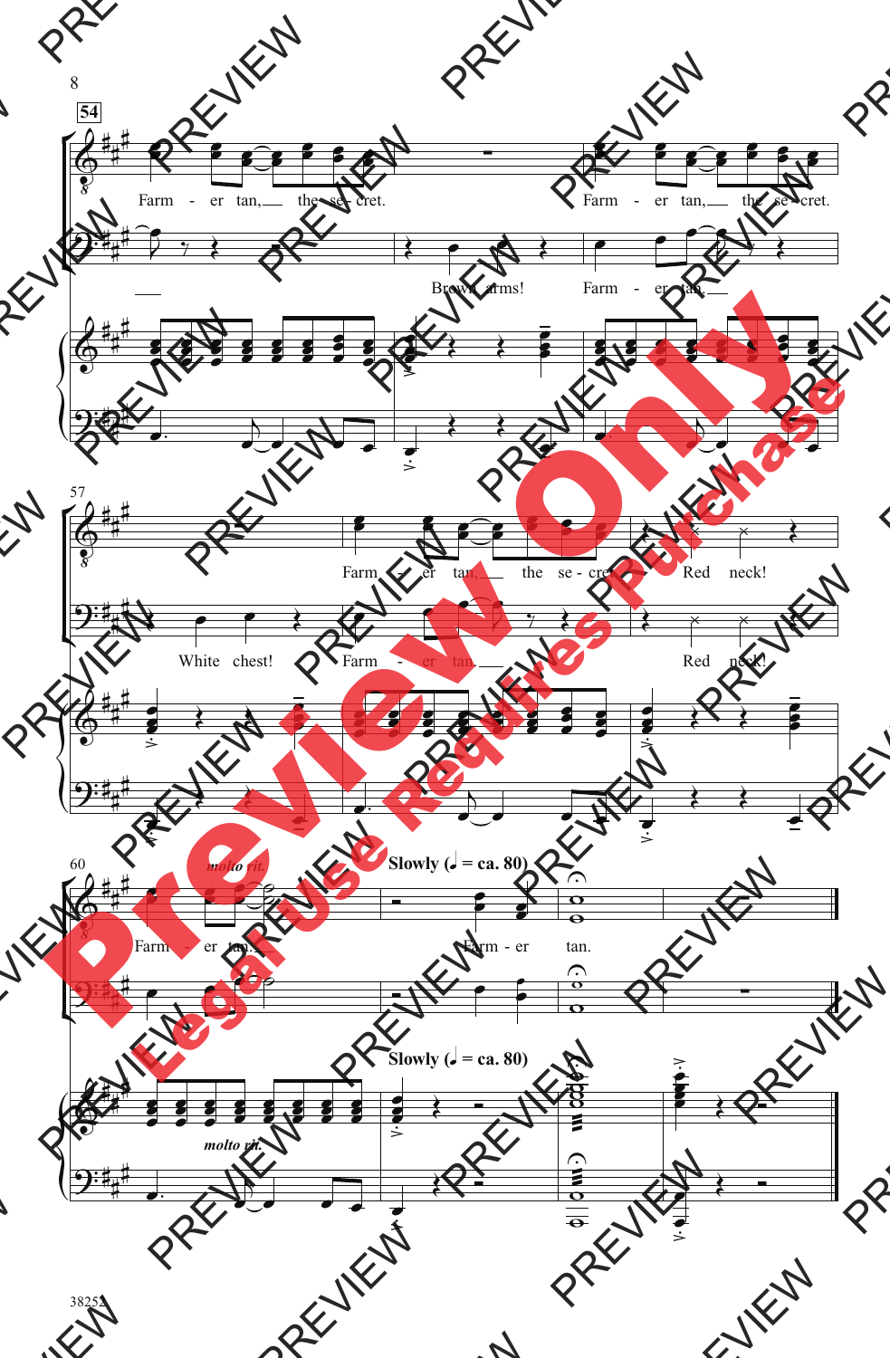54

Farm - er tan, the se - cret. Farm - er tan, the se - cret.

Brown arms! Farm - er tan.

57

Farm - er tan, the se - cret. Red neck!

White chest! Farm - er tan. Red neck!

60

*molto rit.*

**Slowly (♩ = ca. 80)**

Farm - er tan. Farm - er tan.

**Slowly (♩ = ca. 80)**

*molto rit.*